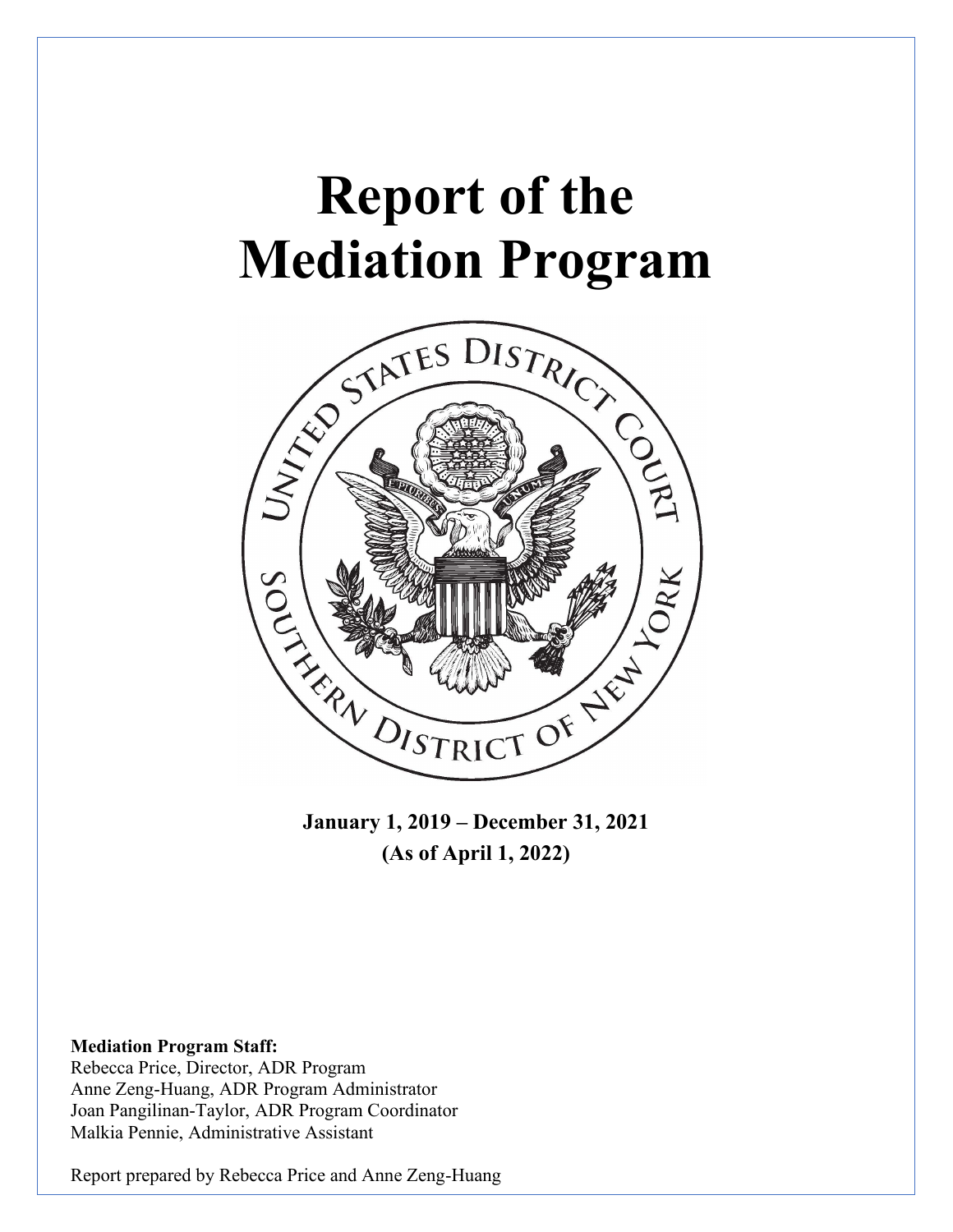# Report of the Mediation Program

**January 1, 2019 – December 31, 2021**
**(As of April 1, 2022)**

**Mediation Program Staff:**
Rebecca Price, Director, ADR Program
Anne Zeng-Huang, ADR Program Administrator
Joan Pangilinan-Taylor, ADR Program Coordinator
Malkia Pennie, Administrative Assistant

Report prepared by Rebecca Price and Anne Zeng-Huang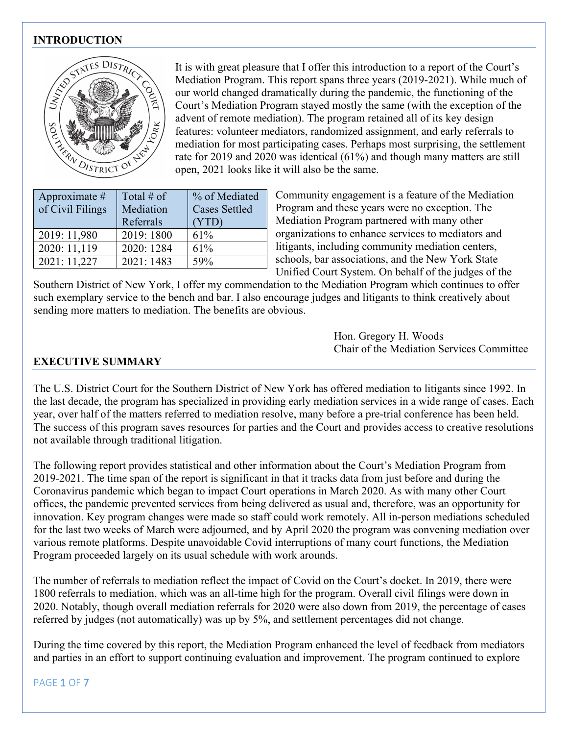## INTRODUCTION

It is with great pleasure that I offer this introduction to a report of the Court's Mediation Program. This report spans three years (2019-2021). While much of our world changed dramatically during the pandemic, the functioning of the Court's Mediation Program stayed mostly the same (with the exception of the advent of remote mediation). The program retained all of its key design features: volunteer mediators, randomized assignment, and early referrals to mediation for most participating cases. Perhaps most surprising, the settlement rate for 2019 and 2020 was identical (61%) and though many matters are still open, 2021 looks like it will also be the same.

| Approximate # of Civil Filings | Total # of Mediation Referrals | % of Mediated Cases Settled (YTD) |
|---|---|---|
| 2019: 11,980 | 2019: 1800 | 61% |
| 2020: 11,119 | 2020: 1284 | 61% |
| 2021: 11,227 | 2021: 1483 | 59% |

Community engagement is a feature of the Mediation Program and these years were no exception. The Mediation Program partnered with many other organizations to enhance services to mediators and litigants, including community mediation centers, schools, bar associations, and the New York State Unified Court System. On behalf of the judges of the Southern District of New York, I offer my commendation to the Mediation Program which continues to offer such exemplary service to the bench and bar. I also encourage judges and litigants to think creatively about sending more matters to mediation. The benefits are obvious.

Hon. Gregory H. Woods
Chair of the Mediation Services Committee

## EXECUTIVE SUMMARY

The U.S. District Court for the Southern District of New York has offered mediation to litigants since 1992. In the last decade, the program has specialized in providing early mediation services in a wide range of cases. Each year, over half of the matters referred to mediation resolve, many before a pre-trial conference has been held. The success of this program saves resources for parties and the Court and provides access to creative resolutions not available through traditional litigation.

The following report provides statistical and other information about the Court's Mediation Program from 2019-2021. The time span of the report is significant in that it tracks data from just before and during the Coronavirus pandemic which began to impact Court operations in March 2020. As with many other Court offices, the pandemic prevented services from being delivered as usual and, therefore, was an opportunity for innovation. Key program changes were made so staff could work remotely. All in-person mediations scheduled for the last two weeks of March were adjourned, and by April 2020 the program was convening mediation over various remote platforms. Despite unavoidable Covid interruptions of many court functions, the Mediation Program proceeded largely on its usual schedule with work arounds.

The number of referrals to mediation reflect the impact of Covid on the Court's docket. In 2019, there were 1800 referrals to mediation, which was an all-time high for the program. Overall civil filings were down in 2020. Notably, though overall mediation referrals for 2020 were also down from 2019, the percentage of cases referred by judges (not automatically) was up by 5%, and settlement percentages did not change.

During the time covered by this report, the Mediation Program enhanced the level of feedback from mediators and parties in an effort to support continuing evaluation and improvement. The program continued to explore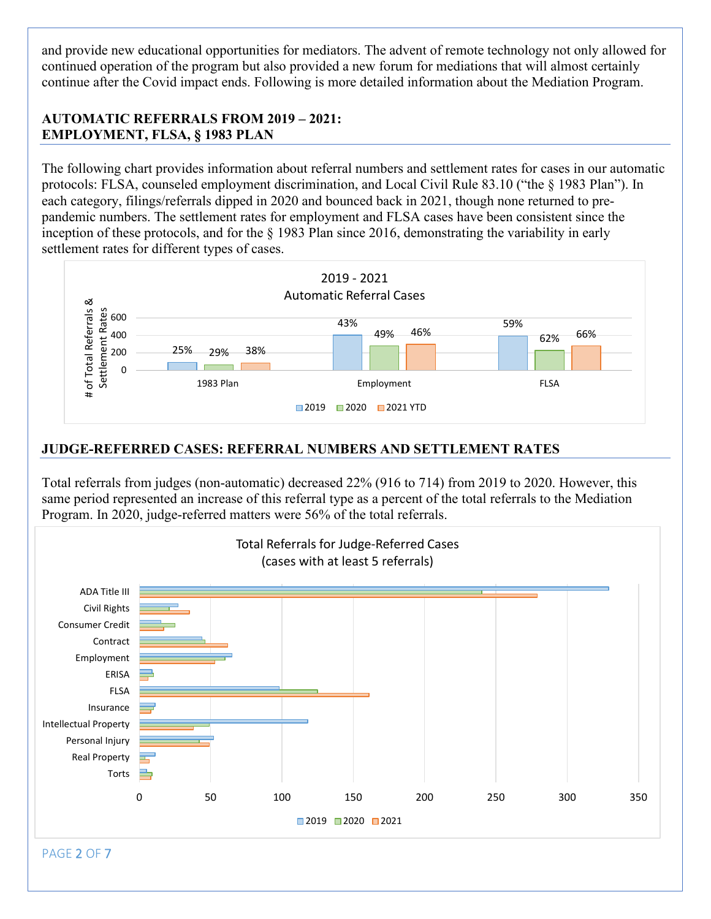and provide new educational opportunities for mediators. The advent of remote technology not only allowed for continued operation of the program but also provided a new forum for mediations that will almost certainly continue after the Covid impact ends. Following is more detailed information about the Mediation Program.

## AUTOMATIC REFERRALS FROM 2019 – 2021: EMPLOYMENT, FLSA, § 1983 PLAN

The following chart provides information about referral numbers and settlement rates for cases in our automatic protocols: FLSA, counseled employment discrimination, and Local Civil Rule 83.10 ("the § 1983 Plan"). In each category, filings/referrals dipped in 2020 and bounced back in 2021, though none returned to pre-pandemic numbers. The settlement rates for employment and FLSA cases have been consistent since the inception of these protocols, and for the § 1983 Plan since 2016, demonstrating the variability in early settlement rates for different types of cases.

2019 - 2021
Automatic Referral Cases

| | 2019 | 2020 | 2021 YTD |
|---|---|---|---|
| 1983 Plan | 25% | 29% | 38% |
| Employment | 43% | 49% | 46% |
| FLSA | 59% | 62% | 66% |

## JUDGE-REFERRED CASES: REFERRAL NUMBERS AND SETTLEMENT RATES

Total referrals from judges (non-automatic) decreased 22% (916 to 714) from 2019 to 2020. However, this same period represented an increase of this referral type as a percent of the total referrals to the Mediation Program. In 2020, judge-referred matters were 56% of the total referrals.

Total Referrals for Judge-Referred Cases
(cases with at least 5 referrals)

Categories: ADA Title III, Civil Rights, Consumer Credit, Contract, Employment, ERISA, FLSA, Insurance, Intellectual Property, Personal Injury, Real Property, Torts (2019, 2020, 2021)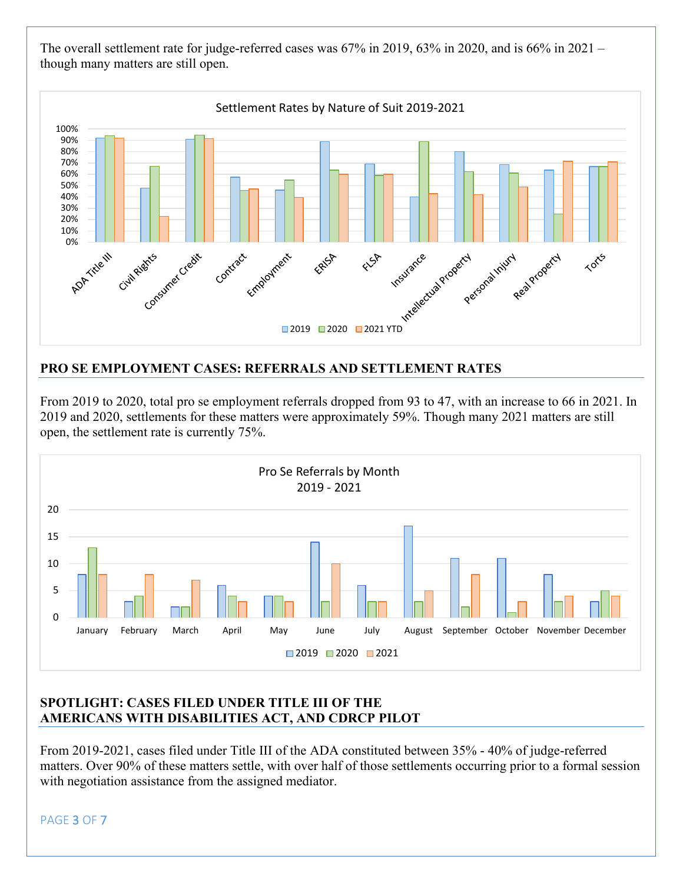The overall settlement rate for judge-referred cases was 67% in 2019, 63% in 2020, and is 66% in 2021 – though many matters are still open.

Settlement Rates by Nature of Suit 2019-2021

## PRO SE EMPLOYMENT CASES: REFERRALS AND SETTLEMENT RATES

From 2019 to 2020, total pro se employment referrals dropped from 93 to 47, with an increase to 66 in 2021. In 2019 and 2020, settlements for these matters were approximately 59%. Though many 2021 matters are still open, the settlement rate is currently 75%.

Pro Se Referrals by Month 2019 - 2021

## SPOTLIGHT: CASES FILED UNDER TITLE III OF THE AMERICANS WITH DISABILITIES ACT, AND CDRCP PILOT

From 2019-2021, cases filed under Title III of the ADA constituted between 35% - 40% of judge-referred matters. Over 90% of these matters settle, with over half of those settlements occurring prior to a formal session with negotiation assistance from the assigned mediator.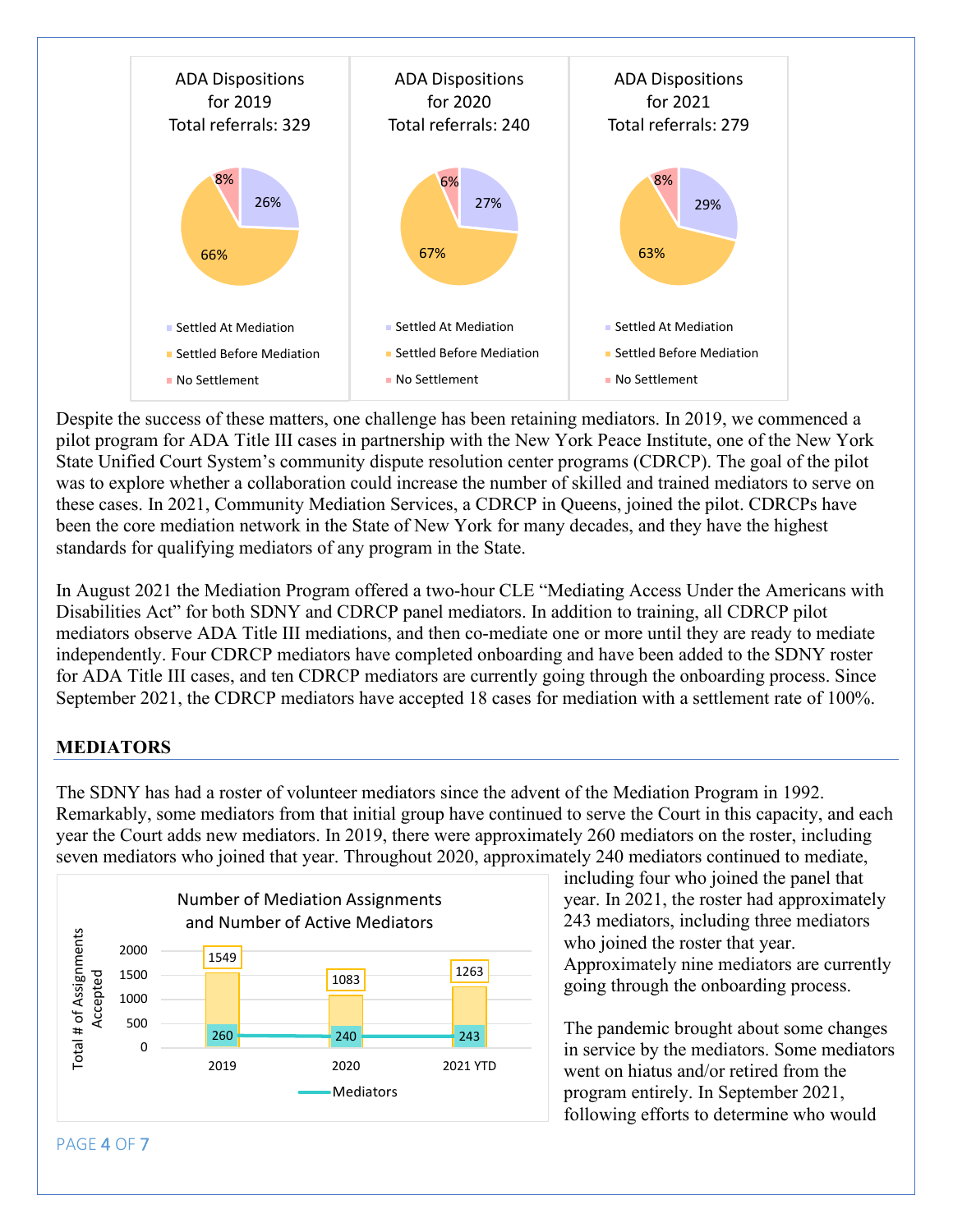ADA Dispositions for 2019
Total referrals: 329

- Settled At Mediation: 26%
- Settled Before Mediation: 66%
- No Settlement: 8%

ADA Dispositions for 2020
Total referrals: 240

- Settled At Mediation: 27%
- Settled Before Mediation: 67%
- No Settlement: 6%

ADA Dispositions for 2021
Total referrals: 279

- Settled At Mediation: 29%
- Settled Before Mediation: 63%
- No Settlement: 8%

Despite the success of these matters, one challenge has been retaining mediators. In 2019, we commenced a pilot program for ADA Title III cases in partnership with the New York Peace Institute, one of the New York State Unified Court System's community dispute resolution center programs (CDRCP). The goal of the pilot was to explore whether a collaboration could increase the number of skilled and trained mediators to serve on these cases. In 2021, Community Mediation Services, a CDRCP in Queens, joined the pilot. CDRCPs have been the core mediation network in the State of New York for many decades, and they have the highest standards for qualifying mediators of any program in the State.

In August 2021 the Mediation Program offered a two-hour CLE "Mediating Access Under the Americans with Disabilities Act" for both SDNY and CDRCP panel mediators. In addition to training, all CDRCP pilot mediators observe ADA Title III mediations, and then co-mediate one or more until they are ready to mediate independently. Four CDRCP mediators have completed onboarding and have been added to the SDNY roster for ADA Title III cases, and ten CDRCP mediators are currently going through the onboarding process. Since September 2021, the CDRCP mediators have accepted 18 cases for mediation with a settlement rate of 100%.

## MEDIATORS

The SDNY has had a roster of volunteer mediators since the advent of the Mediation Program in 1992. Remarkably, some mediators from that initial group have continued to serve the Court in this capacity, and each year the Court adds new mediators. In 2019, there were approximately 260 mediators on the roster, including seven mediators who joined that year. Throughout 2020, approximately 240 mediators continued to mediate, including four who joined the panel that year. In 2021, the roster had approximately 243 mediators, including three mediators who joined the roster that year. Approximately nine mediators are currently going through the onboarding process.

Number of Mediation Assignments and Number of Active Mediators

| Year | Total # of Assignments Accepted | Mediators |
|---|---|---|
| 2019 | 1549 | 260 |
| 2020 | 1083 | 240 |
| 2021 YTD | 1263 | 243 |

The pandemic brought about some changes in service by the mediators. Some mediators went on hiatus and/or retired from the program entirely. In September 2021, following efforts to determine who would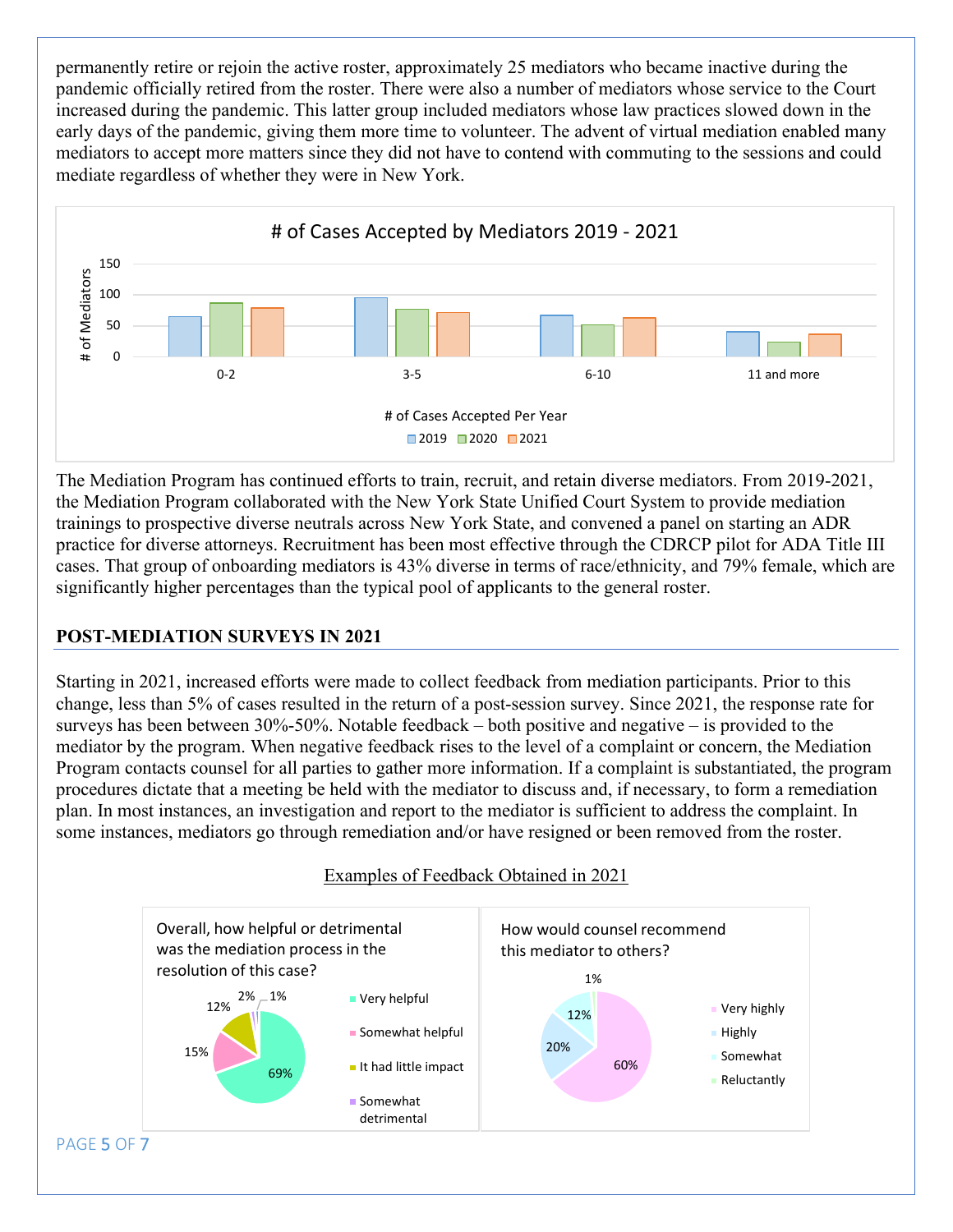permanently retire or rejoin the active roster, approximately 25 mediators who became inactive during the pandemic officially retired from the roster. There were also a number of mediators whose service to the Court increased during the pandemic. This latter group included mediators whose law practices slowed down in the early days of the pandemic, giving them more time to volunteer. The advent of virtual mediation enabled many mediators to accept more matters since they did not have to contend with commuting to the sessions and could mediate regardless of whether they were in New York.

The Mediation Program has continued efforts to train, recruit, and retain diverse mediators. From 2019-2021, the Mediation Program collaborated with the New York State Unified Court System to provide mediation trainings to prospective diverse neutrals across New York State, and convened a panel on starting an ADR practice for diverse attorneys. Recruitment has been most effective through the CDRCP pilot for ADA Title III cases. That group of onboarding mediators is 43% diverse in terms of race/ethnicity, and 79% female, which are significantly higher percentages than the typical pool of applicants to the general roster.

## POST-MEDIATION SURVEYS IN 2021

Starting in 2021, increased efforts were made to collect feedback from mediation participants. Prior to this change, less than 5% of cases resulted in the return of a post-session survey. Since 2021, the response rate for surveys has been between 30%-50%. Notable feedback – both positive and negative – is provided to the mediator by the program. When negative feedback rises to the level of a complaint or concern, the Mediation Program contacts counsel for all parties to gather more information. If a complaint is substantiated, the program procedures dictate that a meeting be held with the mediator to discuss and, if necessary, to form a remediation plan. In most instances, an investigation and report to the mediator is sufficient to address the complaint. In some instances, mediators go through remediation and/or have resigned or been removed from the roster.

Examples of Feedback Obtained in 2021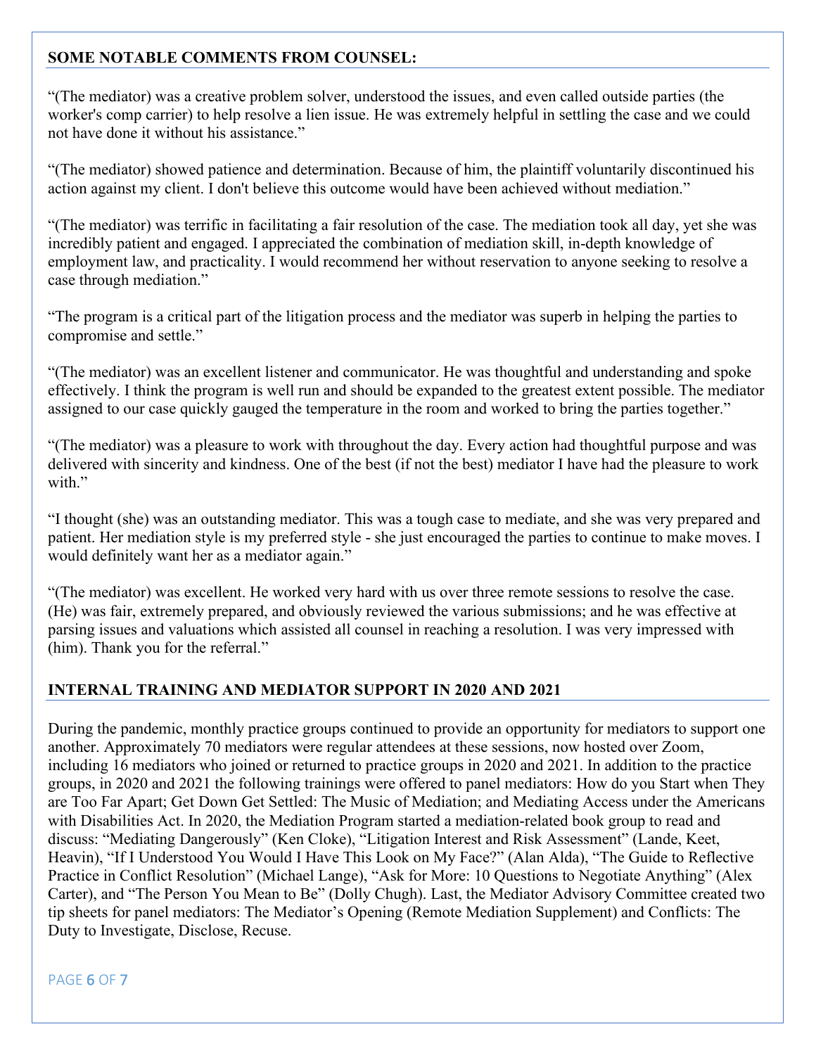## SOME NOTABLE COMMENTS FROM COUNSEL:

"(The mediator) was a creative problem solver, understood the issues, and even called outside parties (the worker's comp carrier) to help resolve a lien issue. He was extremely helpful in settling the case and we could not have done it without his assistance."

"(The mediator) showed patience and determination. Because of him, the plaintiff voluntarily discontinued his action against my client. I don't believe this outcome would have been achieved without mediation."

"(The mediator) was terrific in facilitating a fair resolution of the case. The mediation took all day, yet she was incredibly patient and engaged. I appreciated the combination of mediation skill, in-depth knowledge of employment law, and practicality. I would recommend her without reservation to anyone seeking to resolve a case through mediation."

"The program is a critical part of the litigation process and the mediator was superb in helping the parties to compromise and settle."

"(The mediator) was an excellent listener and communicator. He was thoughtful and understanding and spoke effectively. I think the program is well run and should be expanded to the greatest extent possible. The mediator assigned to our case quickly gauged the temperature in the room and worked to bring the parties together."

"(The mediator) was a pleasure to work with throughout the day. Every action had thoughtful purpose and was delivered with sincerity and kindness. One of the best (if not the best) mediator I have had the pleasure to work with."

"I thought (she) was an outstanding mediator. This was a tough case to mediate, and she was very prepared and patient. Her mediation style is my preferred style - she just encouraged the parties to continue to make moves. I would definitely want her as a mediator again."

"(The mediator) was excellent. He worked very hard with us over three remote sessions to resolve the case. (He) was fair, extremely prepared, and obviously reviewed the various submissions; and he was effective at parsing issues and valuations which assisted all counsel in reaching a resolution. I was very impressed with (him). Thank you for the referral."

## INTERNAL TRAINING AND MEDIATOR SUPPORT IN 2020 AND 2021

During the pandemic, monthly practice groups continued to provide an opportunity for mediators to support one another. Approximately 70 mediators were regular attendees at these sessions, now hosted over Zoom, including 16 mediators who joined or returned to practice groups in 2020 and 2021. In addition to the practice groups, in 2020 and 2021 the following trainings were offered to panel mediators: How do you Start when They are Too Far Apart; Get Down Get Settled: The Music of Mediation; and Mediating Access under the Americans with Disabilities Act. In 2020, the Mediation Program started a mediation-related book group to read and discuss: "Mediating Dangerously" (Ken Cloke), "Litigation Interest and Risk Assessment" (Lande, Keet, Heavin), "If I Understood You Would I Have This Look on My Face?" (Alan Alda), "The Guide to Reflective Practice in Conflict Resolution" (Michael Lange), "Ask for More: 10 Questions to Negotiate Anything" (Alex Carter), and "The Person You Mean to Be" (Dolly Chugh). Last, the Mediator Advisory Committee created two tip sheets for panel mediators: The Mediator's Opening (Remote Mediation Supplement) and Conflicts: The Duty to Investigate, Disclose, Recuse.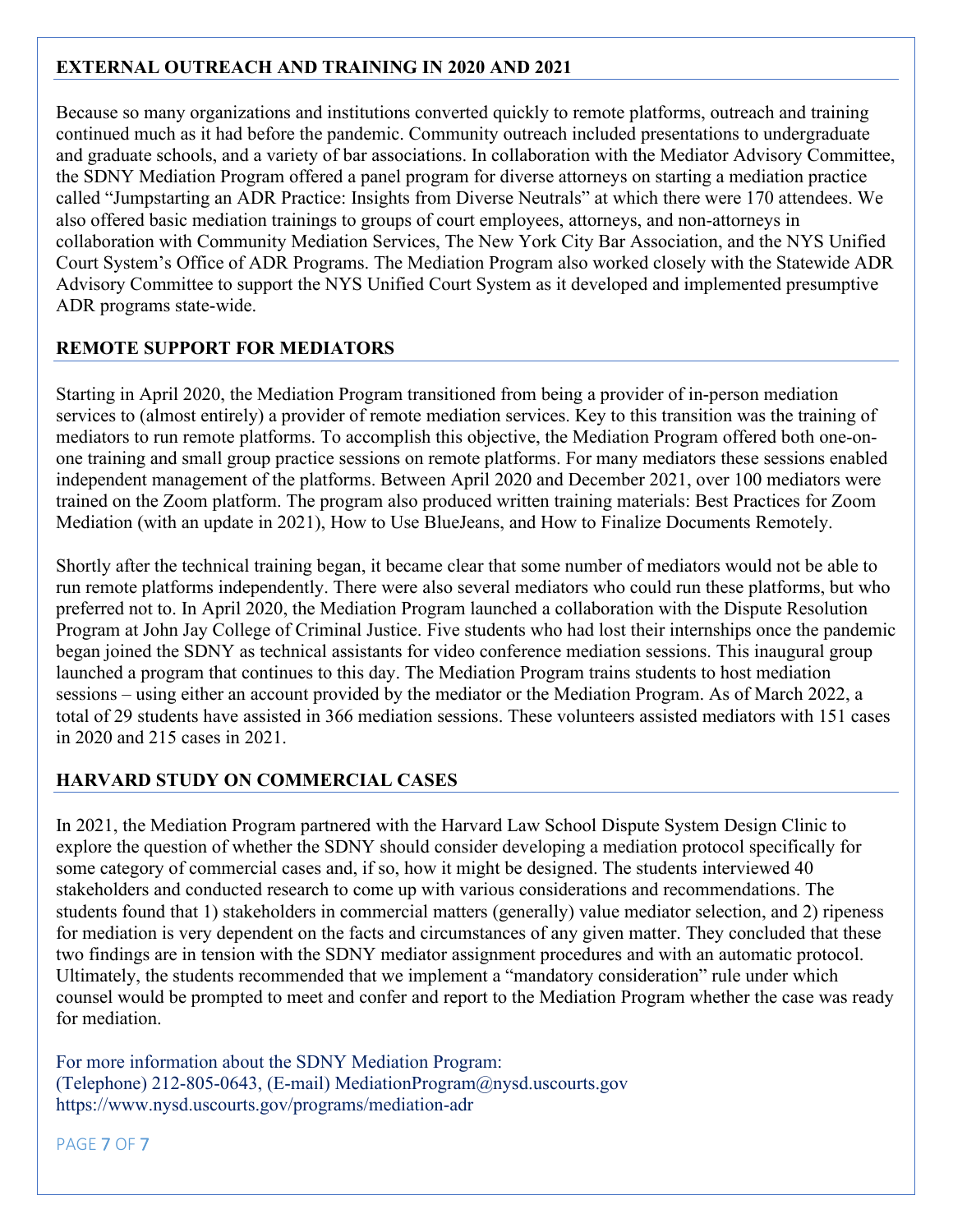## EXTERNAL OUTREACH AND TRAINING IN 2020 AND 2021

Because so many organizations and institutions converted quickly to remote platforms, outreach and training continued much as it had before the pandemic. Community outreach included presentations to undergraduate and graduate schools, and a variety of bar associations. In collaboration with the Mediator Advisory Committee, the SDNY Mediation Program offered a panel program for diverse attorneys on starting a mediation practice called "Jumpstarting an ADR Practice: Insights from Diverse Neutrals" at which there were 170 attendees. We also offered basic mediation trainings to groups of court employees, attorneys, and non-attorneys in collaboration with Community Mediation Services, The New York City Bar Association, and the NYS Unified Court System's Office of ADR Programs. The Mediation Program also worked closely with the Statewide ADR Advisory Committee to support the NYS Unified Court System as it developed and implemented presumptive ADR programs state-wide.

## REMOTE SUPPORT FOR MEDIATORS

Starting in April 2020, the Mediation Program transitioned from being a provider of in-person mediation services to (almost entirely) a provider of remote mediation services. Key to this transition was the training of mediators to run remote platforms. To accomplish this objective, the Mediation Program offered both one-on-one training and small group practice sessions on remote platforms. For many mediators these sessions enabled independent management of the platforms. Between April 2020 and December 2021, over 100 mediators were trained on the Zoom platform. The program also produced written training materials: Best Practices for Zoom Mediation (with an update in 2021), How to Use BlueJeans, and How to Finalize Documents Remotely.

Shortly after the technical training began, it became clear that some number of mediators would not be able to run remote platforms independently. There were also several mediators who could run these platforms, but who preferred not to. In April 2020, the Mediation Program launched a collaboration with the Dispute Resolution Program at John Jay College of Criminal Justice. Five students who had lost their internships once the pandemic began joined the SDNY as technical assistants for video conference mediation sessions. This inaugural group launched a program that continues to this day. The Mediation Program trains students to host mediation sessions – using either an account provided by the mediator or the Mediation Program. As of March 2022, a total of 29 students have assisted in 366 mediation sessions. These volunteers assisted mediators with 151 cases in 2020 and 215 cases in 2021.

## HARVARD STUDY ON COMMERCIAL CASES

In 2021, the Mediation Program partnered with the Harvard Law School Dispute System Design Clinic to explore the question of whether the SDNY should consider developing a mediation protocol specifically for some category of commercial cases and, if so, how it might be designed. The students interviewed 40 stakeholders and conducted research to come up with various considerations and recommendations. The students found that 1) stakeholders in commercial matters (generally) value mediator selection, and 2) ripeness for mediation is very dependent on the facts and circumstances of any given matter. They concluded that these two findings are in tension with the SDNY mediator assignment procedures and with an automatic protocol. Ultimately, the students recommended that we implement a "mandatory consideration" rule under which counsel would be prompted to meet and confer and report to the Mediation Program whether the case was ready for mediation.

For more information about the SDNY Mediation Program:
(Telephone) 212-805-0643, (E-mail) MediationProgram@nysd.uscourts.gov
https://www.nysd.uscourts.gov/programs/mediation-adr